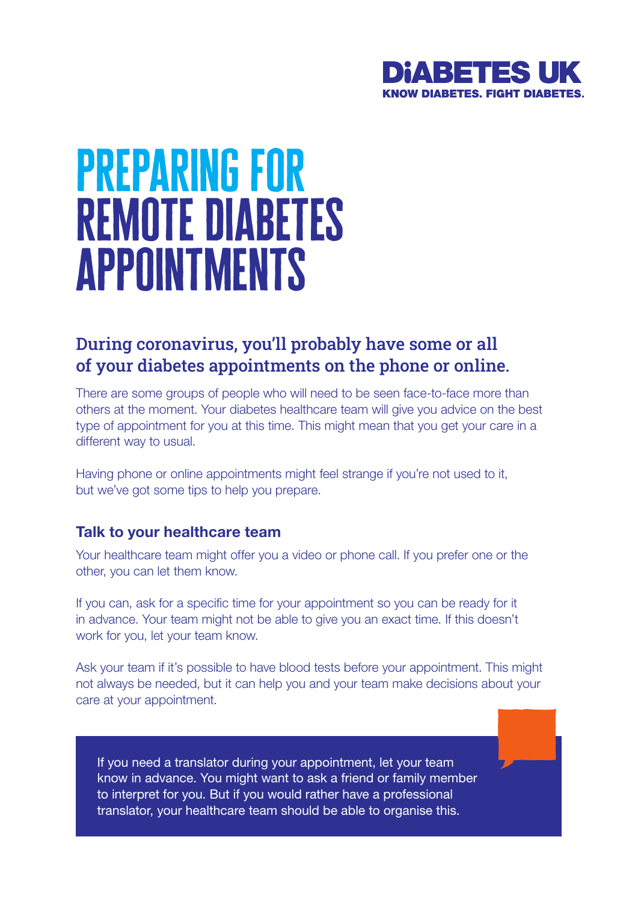DIABETES UK
KNOW DIABETES. FIGHT DIABETES.

# PREPARING FOR REMOTE DIABETES APPOINTMENTS

## During coronavirus, you'll probably have some or all of your diabetes appointments on the phone or online.

There are some groups of people who will need to be seen face-to-face more than others at the moment. Your diabetes healthcare team will give you advice on the best type of appointment for you at this time. This might mean that you get your care in a different way to usual.

Having phone or online appointments might feel strange if you're not used to it, but we've got some tips to help you prepare.

### Talk to your healthcare team

Your healthcare team might offer you a video or phone call. If you prefer one or the other, you can let them know.

If you can, ask for a specific time for your appointment so you can be ready for it in advance. Your team might not be able to give you an exact time. If this doesn't work for you, let your team know.

Ask your team if it's possible to have blood tests before your appointment. This might not always be needed, but it can help you and your team make decisions about your care at your appointment.

> If you need a translator during your appointment, let your team know in advance. You might want to ask a friend or family member to interpret for you. But if you would rather have a professional translator, your healthcare team should be able to organise this.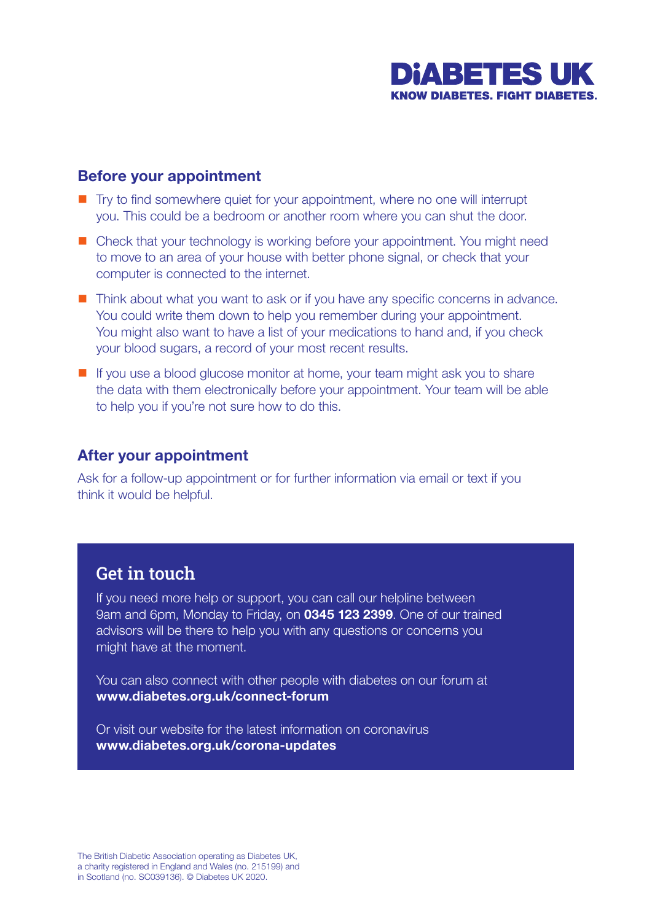DIABETES UK
KNOW DIABETES. FIGHT DIABETES.

## Before your appointment

- Try to find somewhere quiet for your appointment, where no one will interrupt you. This could be a bedroom or another room where you can shut the door.
- Check that your technology is working before your appointment. You might need to move to an area of your house with better phone signal, or check that your computer is connected to the internet.
- Think about what you want to ask or if you have any specific concerns in advance. You could write them down to help you remember during your appointment. You might also want to have a list of your medications to hand and, if you check your blood sugars, a record of your most recent results.
- If you use a blood glucose monitor at home, your team might ask you to share the data with them electronically before your appointment. Your team will be able to help you if you're not sure how to do this.

## After your appointment

Ask for a follow-up appointment or for further information via email or text if you think it would be helpful.

## Get in touch

If you need more help or support, you can call our helpline between 9am and 6pm, Monday to Friday, on **0345 123 2399**. One of our trained advisors will be there to help you with any questions or concerns you might have at the moment.

You can also connect with other people with diabetes on our forum at **www.diabetes.org.uk/connect-forum**

Or visit our website for the latest information on coronavirus **www.diabetes.org.uk/corona-updates**

The British Diabetic Association operating as Diabetes UK, a charity registered in England and Wales (no. 215199) and in Scotland (no. SC039136). © Diabetes UK 2020.